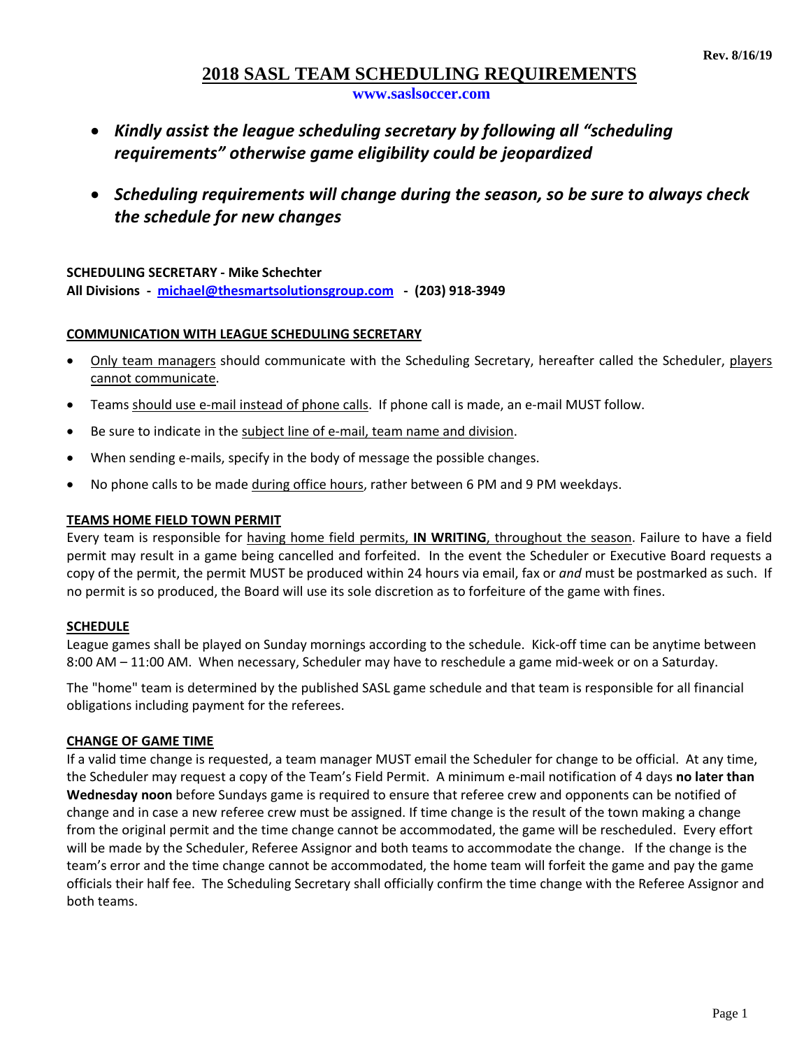Rev. 8/16/19

# 2018 SASL TEAM SCHEDULING REQUIREMENTS

www.saslsoccer.com

- ***Kindly assist the league scheduling secretary by following all "scheduling requirements" otherwise game eligibility could be jeopardized***
- ***Scheduling requirements will change during the season, so be sure to always check the schedule for new changes***

**SCHEDULING SECRETARY - Mike Schechter**
**All Divisions - michael@thesmartsolutionsgroup.com - (203) 918-3949**

## COMMUNICATION WITH LEAGUE SCHEDULING SECRETARY

- Only team managers should communicate with the Scheduling Secretary, hereafter called the Scheduler, players cannot communicate.
- Teams should use e-mail instead of phone calls. If phone call is made, an e-mail MUST follow.
- Be sure to indicate in the subject line of e-mail, team name and division.
- When sending e-mails, specify in the body of message the possible changes.
- No phone calls to be made during office hours, rather between 6 PM and 9 PM weekdays.

## TEAMS HOME FIELD TOWN PERMIT

Every team is responsible for having home field permits, **IN WRITING**, throughout the season. Failure to have a field permit may result in a game being cancelled and forfeited. In the event the Scheduler or Executive Board requests a copy of the permit, the permit MUST be produced within 24 hours via email, fax or *and* must be postmarked as such. If no permit is so produced, the Board will use its sole discretion as to forfeiture of the game with fines.

## SCHEDULE

League games shall be played on Sunday mornings according to the schedule. Kick-off time can be anytime between 8:00 AM – 11:00 AM. When necessary, Scheduler may have to reschedule a game mid-week or on a Saturday.

The "home" team is determined by the published SASL game schedule and that team is responsible for all financial obligations including payment for the referees.

## CHANGE OF GAME TIME

If a valid time change is requested, a team manager MUST email the Scheduler for change to be official. At any time, the Scheduler may request a copy of the Team's Field Permit. A minimum e-mail notification of 4 days **no later than Wednesday noon** before Sundays game is required to ensure that referee crew and opponents can be notified of change and in case a new referee crew must be assigned. If time change is the result of the town making a change from the original permit and the time change cannot be accommodated, the game will be rescheduled. Every effort will be made by the Scheduler, Referee Assignor and both teams to accommodate the change. If the change is the team's error and the time change cannot be accommodated, the home team will forfeit the game and pay the game officials their half fee. The Scheduling Secretary shall officially confirm the time change with the Referee Assignor and both teams.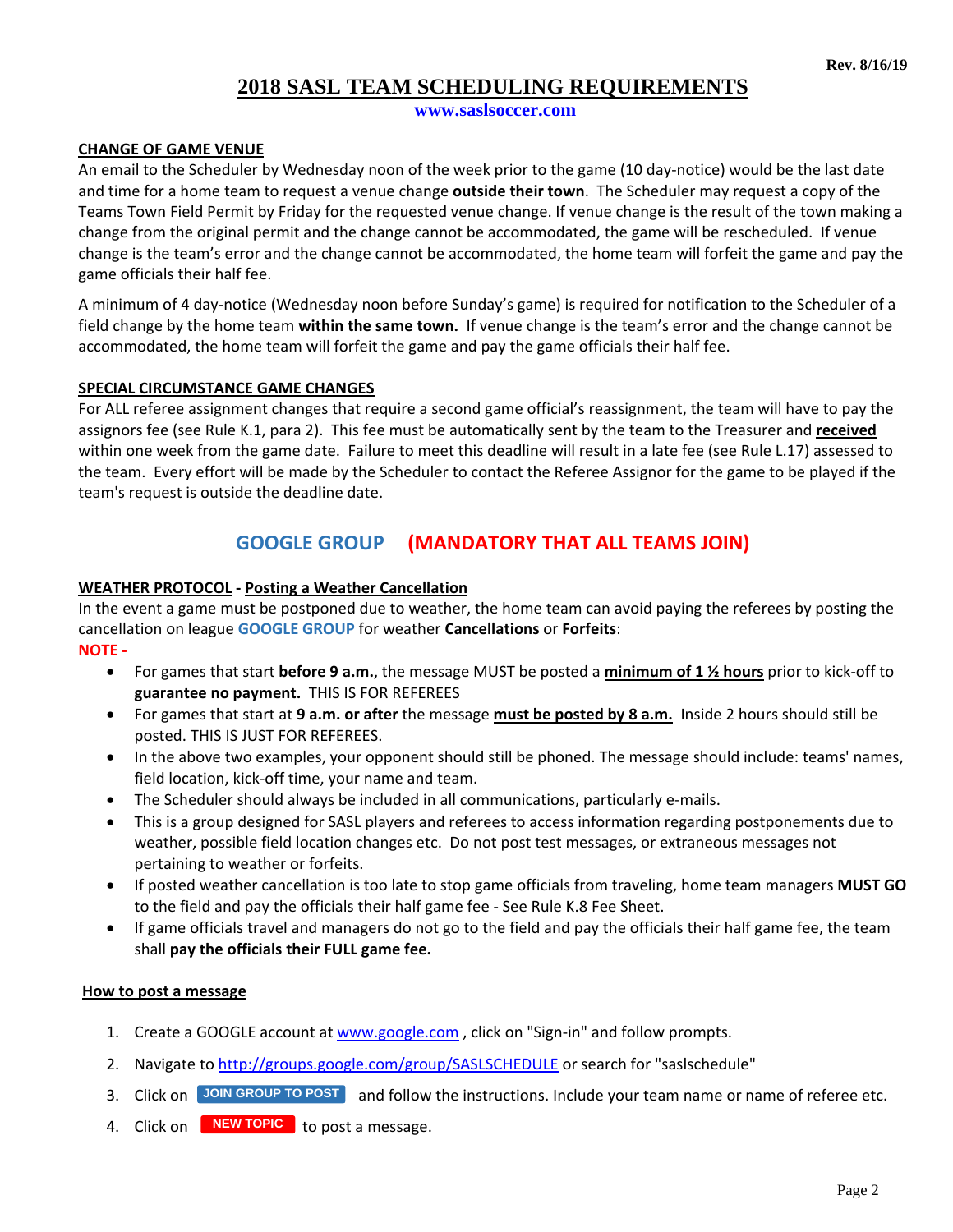Rev. 8/16/19

# 2018 SASL TEAM SCHEDULING REQUIREMENTS

www.saslsoccer.com

## CHANGE OF GAME VENUE

An email to the Scheduler by Wednesday noon of the week prior to the game (10 day-notice) would be the last date and time for a home team to request a venue change **outside their town**. The Scheduler may request a copy of the Teams Town Field Permit by Friday for the requested venue change. If venue change is the result of the town making a change from the original permit and the change cannot be accommodated, the game will be rescheduled. If venue change is the team's error and the change cannot be accommodated, the home team will forfeit the game and pay the game officials their half fee.

A minimum of 4 day-notice (Wednesday noon before Sunday's game) is required for notification to the Scheduler of a field change by the home team **within the same town.** If venue change is the team's error and the change cannot be accommodated, the home team will forfeit the game and pay the game officials their half fee.

## SPECIAL CIRCUMSTANCE GAME CHANGES

For ALL referee assignment changes that require a second game official's reassignment, the team will have to pay the assignors fee (see Rule K.1, para 2). This fee must be automatically sent by the team to the Treasurer and **received** within one week from the game date. Failure to meet this deadline will result in a late fee (see Rule L.17) assessed to the team. Every effort will be made by the Scheduler to contact the Referee Assignor for the game to be played if the team's request is outside the deadline date.

## GOOGLE GROUP (MANDATORY THAT ALL TEAMS JOIN)

**WEATHER PROTOCOL - Posting a Weather Cancellation**

In the event a game must be postponed due to weather, the home team can avoid paying the referees by posting the cancellation on league **GOOGLE GROUP** for weather **Cancellations** or **Forfeits**:

**NOTE -**

- For games that start **before 9 a.m.**, the message MUST be posted a **minimum of 1 ½ hours** prior to kick-off to **guarantee no payment.** THIS IS FOR REFEREES
- For games that start at **9 a.m. or after** the message **must be posted by 8 a.m.** Inside 2 hours should still be posted. THIS IS JUST FOR REFEREES.
- In the above two examples, your opponent should still be phoned. The message should include: teams' names, field location, kick-off time, your name and team.
- The Scheduler should always be included in all communications, particularly e-mails.
- This is a group designed for SASL players and referees to access information regarding postponements due to weather, possible field location changes etc. Do not post test messages, or extraneous messages not pertaining to weather or forfeits.
- If posted weather cancellation is too late to stop game officials from traveling, home team managers **MUST GO** to the field and pay the officials their half game fee - See Rule K.8 Fee Sheet.
- If game officials travel and managers do not go to the field and pay the officials their half game fee, the team shall **pay the officials their FULL game fee.**

**How to post a message**

1. Create a GOOGLE account at www.google.com , click on "Sign-in" and follow prompts.
2. Navigate to http://groups.google.com/group/SASLSCHEDULE or search for "saslschedule"
3. Click on **JOIN GROUP TO POST** and follow the instructions. Include your team name or name of referee etc.
4. Click on **NEW TOPIC** to post a message.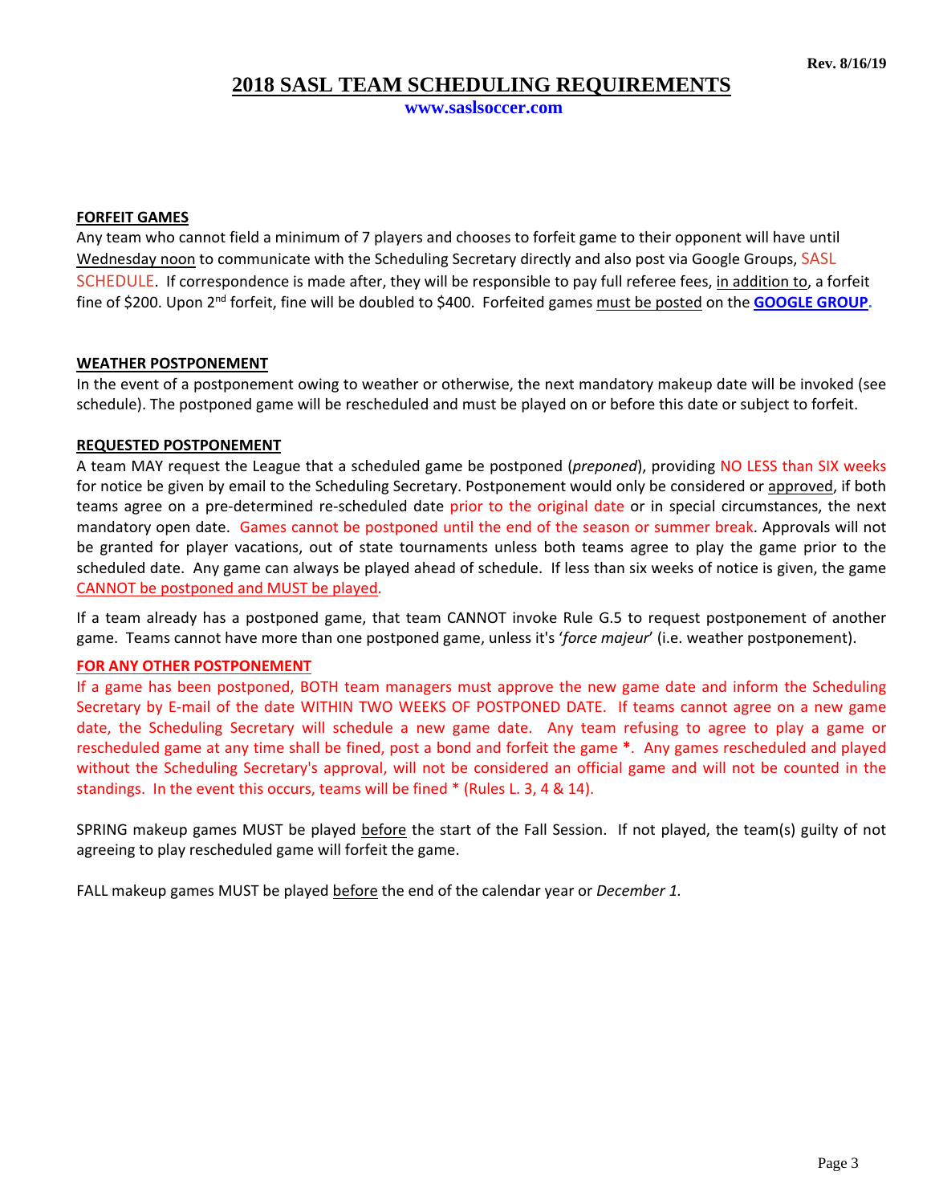Rev. 8/16/19

# 2018 SASL TEAM SCHEDULING REQUIREMENTS

**www.saslsoccer.com**

**FORFEIT GAMES**

Any team who cannot field a minimum of 7 players and chooses to forfeit game to their opponent will have until Wednesday noon to communicate with the Scheduling Secretary directly and also post via Google Groups, SASL SCHEDULE. If correspondence is made after, they will be responsible to pay full referee fees, in addition to, a forfeit fine of $200. Upon 2nd forfeit, fine will be doubled to $400. Forfeited games must be posted on the **GOOGLE GROUP**.

**WEATHER POSTPONEMENT**

In the event of a postponement owing to weather or otherwise, the next mandatory makeup date will be invoked (see schedule). The postponed game will be rescheduled and must be played on or before this date or subject to forfeit.

**REQUESTED POSTPONEMENT**

A team MAY request the League that a scheduled game be postponed (*preponed*), providing NO LESS than SIX weeks for notice be given by email to the Scheduling Secretary. Postponement would only be considered or approved, if both teams agree on a pre-determined re-scheduled date prior to the original date or in special circumstances, the next mandatory open date. Games cannot be postponed until the end of the season or summer break. Approvals will not be granted for player vacations, out of state tournaments unless both teams agree to play the game prior to the scheduled date. Any game can always be played ahead of schedule. If less than six weeks of notice is given, the game CANNOT be postponed and MUST be played.

If a team already has a postponed game, that team CANNOT invoke Rule G.5 to request postponement of another game. Teams cannot have more than one postponed game, unless it's '*force majeur*' (i.e. weather postponement).

**FOR ANY OTHER POSTPONEMENT**

If a game has been postponed, BOTH team managers must approve the new game date and inform the Scheduling Secretary by E-mail of the date WITHIN TWO WEEKS OF POSTPONED DATE. If teams cannot agree on a new game date, the Scheduling Secretary will schedule a new game date. Any team refusing to agree to play a game or rescheduled game at any time shall be fined, post a bond and forfeit the game **\***. Any games rescheduled and played without the Scheduling Secretary's approval, will not be considered an official game and will not be counted in the standings. In the event this occurs, teams will be fined * (Rules L. 3, 4 & 14).

SPRING makeup games MUST be played before the start of the Fall Session. If not played, the team(s) guilty of not agreeing to play rescheduled game will forfeit the game.

FALL makeup games MUST be played before the end of the calendar year or *December 1.*